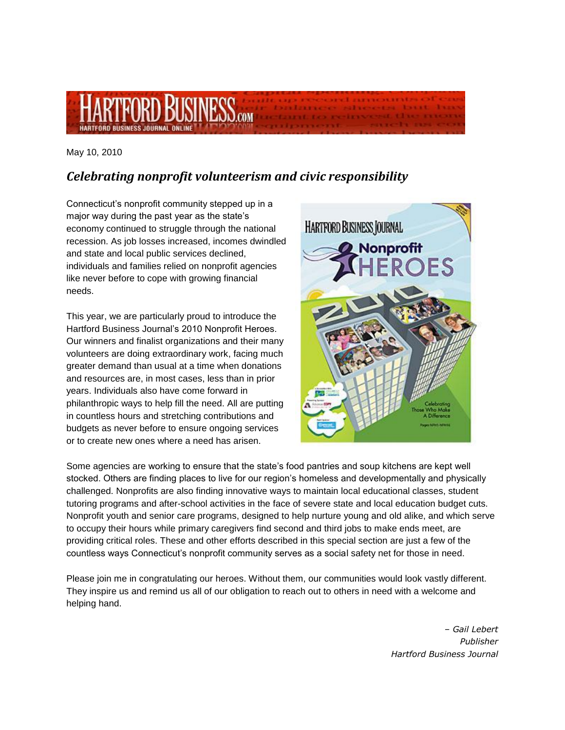May 10, 2010

## *Celebrating nonprofit volunteerism and civic responsibility*

Connecticut's nonprofit community stepped up in a major way during the past year as the state's economy continued to struggle through the national recession. As job losses increased, incomes dwindled and state and local public services declined, individuals and families relied on nonprofit agencies like never before to cope with growing financial needs.

This year, we are particularly proud to introduce the Hartford Business Journal's 2010 Nonprofit Heroes. Our winners and finalist organizations and their many volunteers are doing extraordinary work, facing much greater demand than usual at a time when donations and resources are, in most cases, less than in prior years. Individuals also have come forward in philanthropic ways to help fill the need. All are putting in countless hours and stretching contributions and budgets as never before to ensure ongoing services or to create new ones where a need has arisen.

Some agencies are working to ensure that the state's food pantries and soup kitchens are kept well stocked. Others are finding places to live for our region's homeless and developmentally and physically challenged. Nonprofits are also finding innovative ways to maintain local educational classes, student tutoring programs and after-school activities in the face of severe state and local education budget cuts. Nonprofit youth and senior care programs, designed to help nurture young and old alike, and which serve to occupy their hours while primary caregivers find second and third jobs to make ends meet, are providing critical roles. These and other efforts described in this special section are just a few of the countless ways Connecticut's nonprofit community serves as a social safety net for those in need.

Please join me in congratulating our heroes. Without them, our communities would look vastly different. They inspire us and remind us all of our obligation to reach out to others in need with a welcome and helping hand.

*– Gail Lebert*
*Publisher*
*Hartford Business Journal*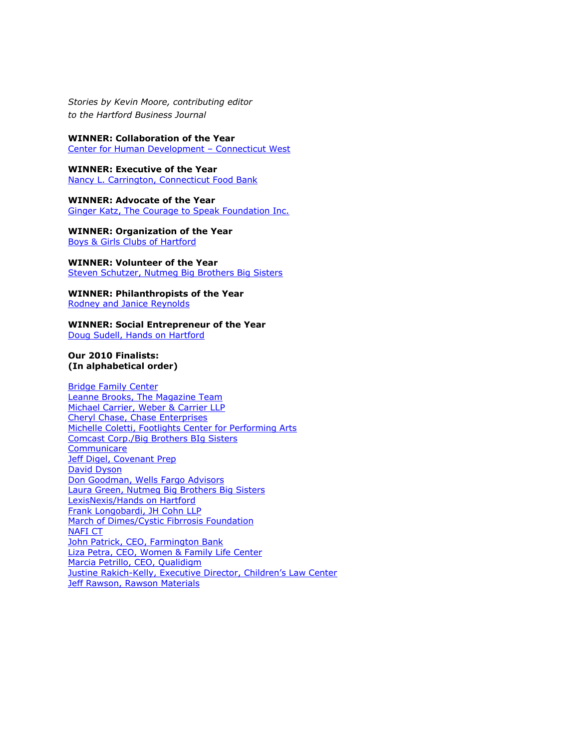*Stories by Kevin Moore, contributing editor to the Hartford Business Journal*

**WINNER: Collaboration of the Year**
Center for Human Development – Connecticut West

**WINNER: Executive of the Year**
Nancy L. Carrington, Connecticut Food Bank

**WINNER: Advocate of the Year**
Ginger Katz, The Courage to Speak Foundation Inc.

**WINNER: Organization of the Year**
Boys & Girls Clubs of Hartford

**WINNER: Volunteer of the Year**
Steven Schutzer, Nutmeg Big Brothers Big Sisters

**WINNER: Philanthropists of the Year**
Rodney and Janice Reynolds

**WINNER: Social Entrepreneur of the Year**
Doug Sudell, Hands on Hartford

**Our 2010 Finalists:**
**(In alphabetical order)**

Bridge Family Center
Leanne Brooks, The Magazine Team
Michael Carrier, Weber & Carrier LLP
Cheryl Chase, Chase Enterprises
Michelle Coletti, Footlights Center for Performing Arts
Comcast Corp./Big Brothers BIg Sisters
Communicare
Jeff Digel, Covenant Prep
David Dyson
Don Goodman, Wells Fargo Advisors
Laura Green, Nutmeg Big Brothers Big Sisters
LexisNexis/Hands on Hartford
Frank Longobardi, JH Cohn LLP
March of Dimes/Cystic Fibrrosis Foundation
NAFI CT
John Patrick, CEO, Farmington Bank
Liza Petra, CEO, Women & Family Life Center
Marcia Petrillo, CEO, Qualidigm
Justine Rakich-Kelly, Executive Director, Children's Law Center
Jeff Rawson, Rawson Materials